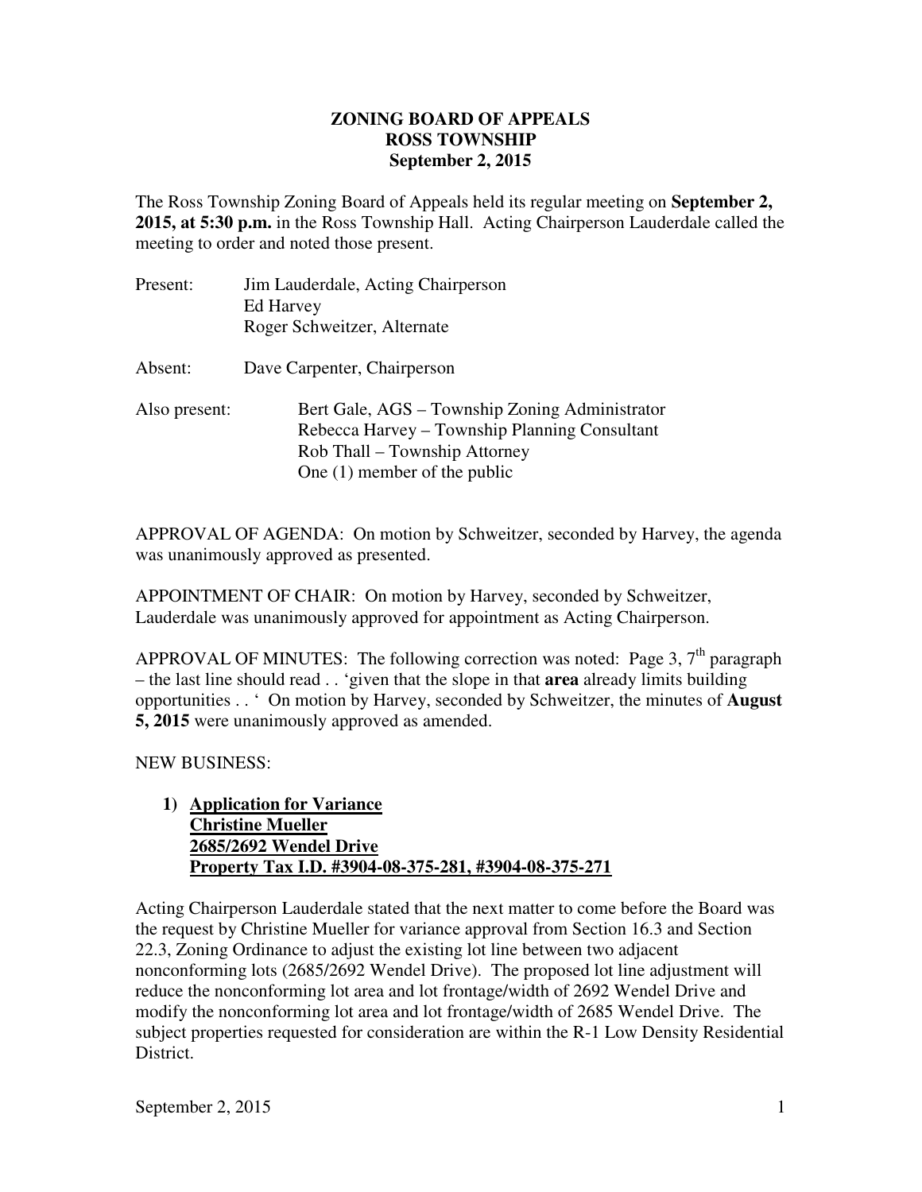# ZONING BOARD OF APPEALS
## ROSS TOWNSHIP
### September 2, 2015

The Ross Township Zoning Board of Appeals held its regular meeting on **September 2, 2015, at 5:30 p.m.** in the Ross Township Hall. Acting Chairperson Lauderdale called the meeting to order and noted those present.

Present: Jim Lauderdale, Acting Chairperson
Ed Harvey
Roger Schweitzer, Alternate

Absent: Dave Carpenter, Chairperson

Also present: Bert Gale, AGS – Township Zoning Administrator
Rebecca Harvey – Township Planning Consultant
Rob Thall – Township Attorney
One (1) member of the public

APPROVAL OF AGENDA: On motion by Schweitzer, seconded by Harvey, the agenda was unanimously approved as presented.

APPOINTMENT OF CHAIR: On motion by Harvey, seconded by Schweitzer, Lauderdale was unanimously approved for appointment as Acting Chairperson.

APPROVAL OF MINUTES: The following correction was noted: Page 3, 7th paragraph – the last line should read . . 'given that the slope in that **area** already limits building opportunities . . ' On motion by Harvey, seconded by Schweitzer, the minutes of **August 5, 2015** were unanimously approved as amended.

NEW BUSINESS:

1) **<u>Application for Variance</u>**
**<u>Christine Mueller</u>**
**<u>2685/2692 Wendel Drive</u>**
**<u>Property Tax I.D. #3904-08-375-281, #3904-08-375-271</u>**

Acting Chairperson Lauderdale stated that the next matter to come before the Board was the request by Christine Mueller for variance approval from Section 16.3 and Section 22.3, Zoning Ordinance to adjust the existing lot line between two adjacent nonconforming lots (2685/2692 Wendel Drive). The proposed lot line adjustment will reduce the nonconforming lot area and lot frontage/width of 2692 Wendel Drive and modify the nonconforming lot area and lot frontage/width of 2685 Wendel Drive. The subject properties requested for consideration are within the R-1 Low Density Residential District.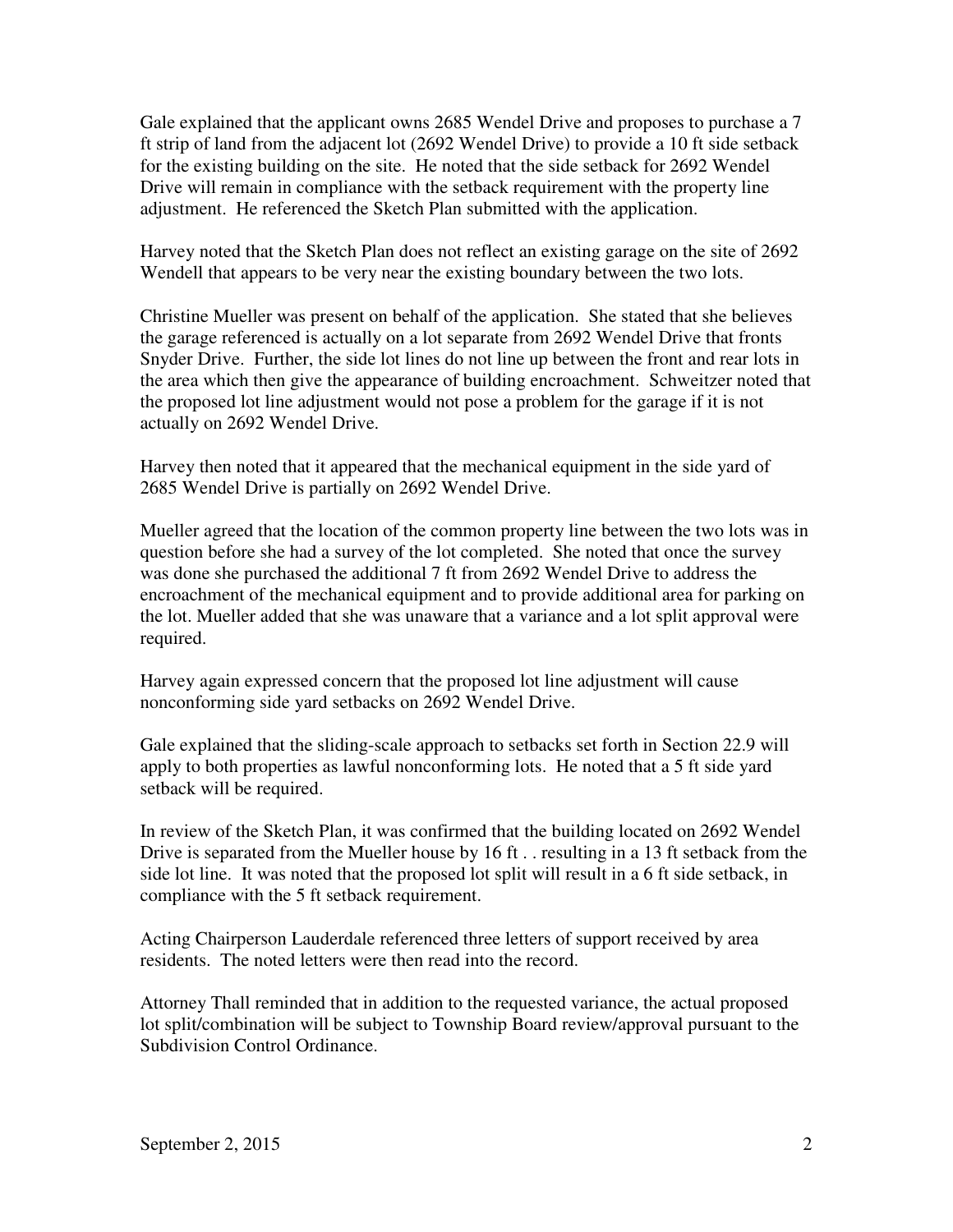Gale explained that the applicant owns 2685 Wendel Drive and proposes to purchase a 7 ft strip of land from the adjacent lot (2692 Wendel Drive) to provide a 10 ft side setback for the existing building on the site. He noted that the side setback for 2692 Wendel Drive will remain in compliance with the setback requirement with the property line adjustment. He referenced the Sketch Plan submitted with the application.

Harvey noted that the Sketch Plan does not reflect an existing garage on the site of 2692 Wendell that appears to be very near the existing boundary between the two lots.

Christine Mueller was present on behalf of the application. She stated that she believes the garage referenced is actually on a lot separate from 2692 Wendel Drive that fronts Snyder Drive. Further, the side lot lines do not line up between the front and rear lots in the area which then give the appearance of building encroachment. Schweitzer noted that the proposed lot line adjustment would not pose a problem for the garage if it is not actually on 2692 Wendel Drive.

Harvey then noted that it appeared that the mechanical equipment in the side yard of 2685 Wendel Drive is partially on 2692 Wendel Drive.

Mueller agreed that the location of the common property line between the two lots was in question before she had a survey of the lot completed. She noted that once the survey was done she purchased the additional 7 ft from 2692 Wendel Drive to address the encroachment of the mechanical equipment and to provide additional area for parking on the lot. Mueller added that she was unaware that a variance and a lot split approval were required.

Harvey again expressed concern that the proposed lot line adjustment will cause nonconforming side yard setbacks on 2692 Wendel Drive.

Gale explained that the sliding-scale approach to setbacks set forth in Section 22.9 will apply to both properties as lawful nonconforming lots. He noted that a 5 ft side yard setback will be required.

In review of the Sketch Plan, it was confirmed that the building located on 2692 Wendel Drive is separated from the Mueller house by 16 ft . . resulting in a 13 ft setback from the side lot line. It was noted that the proposed lot split will result in a 6 ft side setback, in compliance with the 5 ft setback requirement.

Acting Chairperson Lauderdale referenced three letters of support received by area residents. The noted letters were then read into the record.

Attorney Thall reminded that in addition to the requested variance, the actual proposed lot split/combination will be subject to Township Board review/approval pursuant to the Subdivision Control Ordinance.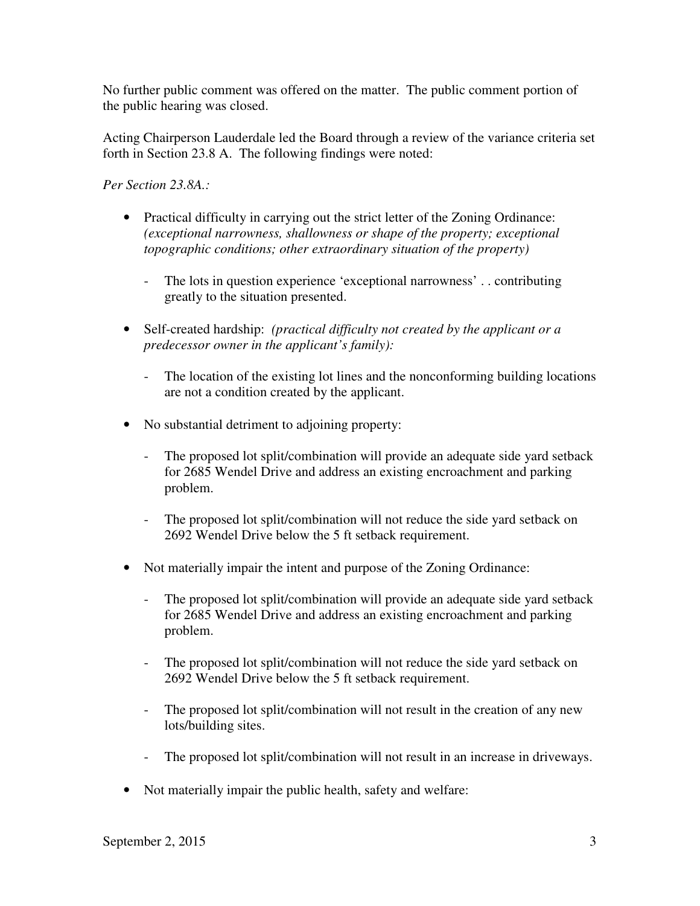No further public comment was offered on the matter. The public comment portion of the public hearing was closed.

Acting Chairperson Lauderdale led the Board through a review of the variance criteria set forth in Section 23.8 A. The following findings were noted:

*Per Section 23.8A.:*

- Practical difficulty in carrying out the strict letter of the Zoning Ordinance: *(exceptional narrowness, shallowness or shape of the property; exceptional topographic conditions; other extraordinary situation of the property)*
    - The lots in question experience 'exceptional narrowness' . . contributing greatly to the situation presented.
- Self-created hardship: *(practical difficulty not created by the applicant or a predecessor owner in the applicant's family):*
    - The location of the existing lot lines and the nonconforming building locations are not a condition created by the applicant.
- No substantial detriment to adjoining property:
    - The proposed lot split/combination will provide an adequate side yard setback for 2685 Wendel Drive and address an existing encroachment and parking problem.
    - The proposed lot split/combination will not reduce the side yard setback on 2692 Wendel Drive below the 5 ft setback requirement.
- Not materially impair the intent and purpose of the Zoning Ordinance:
    - The proposed lot split/combination will provide an adequate side yard setback for 2685 Wendel Drive and address an existing encroachment and parking problem.
    - The proposed lot split/combination will not reduce the side yard setback on 2692 Wendel Drive below the 5 ft setback requirement.
    - The proposed lot split/combination will not result in the creation of any new lots/building sites.
    - The proposed lot split/combination will not result in an increase in driveways.
- Not materially impair the public health, safety and welfare: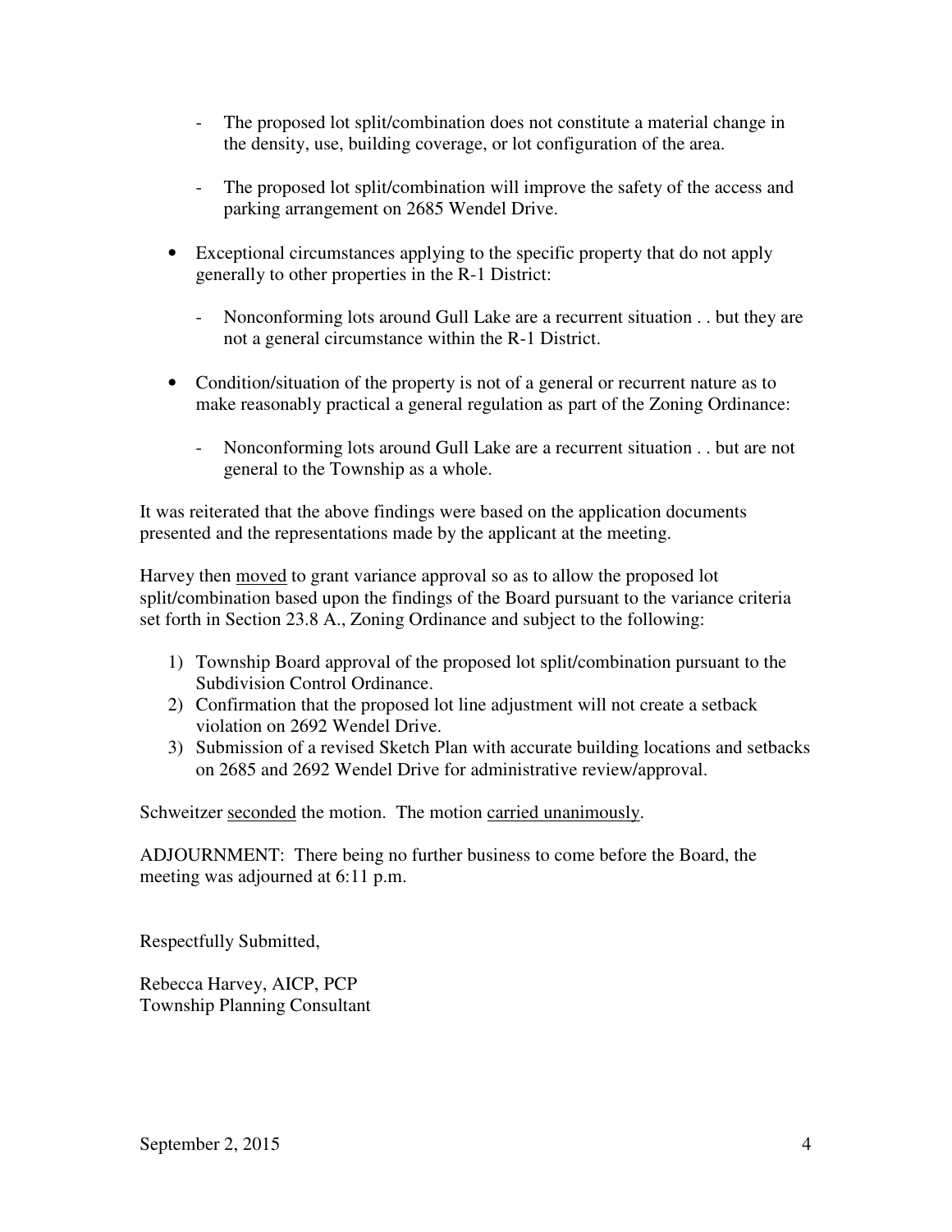- The proposed lot split/combination does not constitute a material change in the density, use, building coverage, or lot configuration of the area.

  - The proposed lot split/combination will improve the safety of the access and parking arrangement on 2685 Wendel Drive.

- Exceptional circumstances applying to the specific property that do not apply generally to other properties in the R-1 District:

  - Nonconforming lots around Gull Lake are a recurrent situation . . but they are not a general circumstance within the R-1 District.

- Condition/situation of the property is not of a general or recurrent nature as to make reasonably practical a general regulation as part of the Zoning Ordinance:

  - Nonconforming lots around Gull Lake are a recurrent situation . . but are not general to the Township as a whole.

It was reiterated that the above findings were based on the application documents presented and the representations made by the applicant at the meeting.

Harvey then moved to grant variance approval so as to allow the proposed lot split/combination based upon the findings of the Board pursuant to the variance criteria set forth in Section 23.8 A., Zoning Ordinance and subject to the following:

1) Township Board approval of the proposed lot split/combination pursuant to the Subdivision Control Ordinance.
2) Confirmation that the proposed lot line adjustment will not create a setback violation on 2692 Wendel Drive.
3) Submission of a revised Sketch Plan with accurate building locations and setbacks on 2685 and 2692 Wendel Drive for administrative review/approval.

Schweitzer seconded the motion. The motion carried unanimously.

ADJOURNMENT: There being no further business to come before the Board, the meeting was adjourned at 6:11 p.m.

Respectfully Submitted,

Rebecca Harvey, AICP, PCP
Township Planning Consultant

September 2, 2015